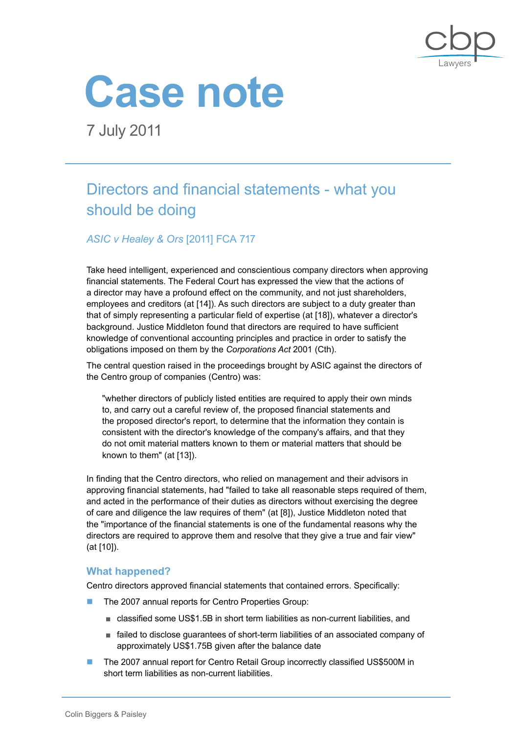# Case note

7 July 2011

## Directors and financial statements - what you should be doing

*ASIC v Healey & Ors* [2011] FCA 717

Take heed intelligent, experienced and conscientious company directors when approving financial statements. The Federal Court has expressed the view that the actions of a director may have a profound effect on the community, and not just shareholders, employees and creditors (at [14]). As such directors are subject to a duty greater than that of simply representing a particular field of expertise (at [18]), whatever a director's background. Justice Middleton found that directors are required to have sufficient knowledge of conventional accounting principles and practice in order to satisfy the obligations imposed on them by the *Corporations Act* 2001 (Cth).

The central question raised in the proceedings brought by ASIC against the directors of the Centro group of companies (Centro) was:

> "whether directors of publicly listed entities are required to apply their own minds to, and carry out a careful review of, the proposed financial statements and the proposed director's report, to determine that the information they contain is consistent with the director's knowledge of the company's affairs, and that they do not omit material matters known to them or material matters that should be known to them" (at [13]).

In finding that the Centro directors, who relied on management and their advisors in approving financial statements, had "failed to take all reasonable steps required of them, and acted in the performance of their duties as directors without exercising the degree of care and diligence the law requires of them" (at [8]), Justice Middleton noted that the "importance of the financial statements is one of the fundamental reasons why the directors are required to approve them and resolve that they give a true and fair view" (at [10]).

### What happened?

Centro directors approved financial statements that contained errors. Specifically:

- The 2007 annual reports for Centro Properties Group:
  - classified some US$1.5B in short term liabilities as non-current liabilities, and
  - failed to disclose guarantees of short-term liabilities of an associated company of approximately US$1.75B given after the balance date
- The 2007 annual report for Centro Retail Group incorrectly classified US$500M in short term liabilities as non-current liabilities.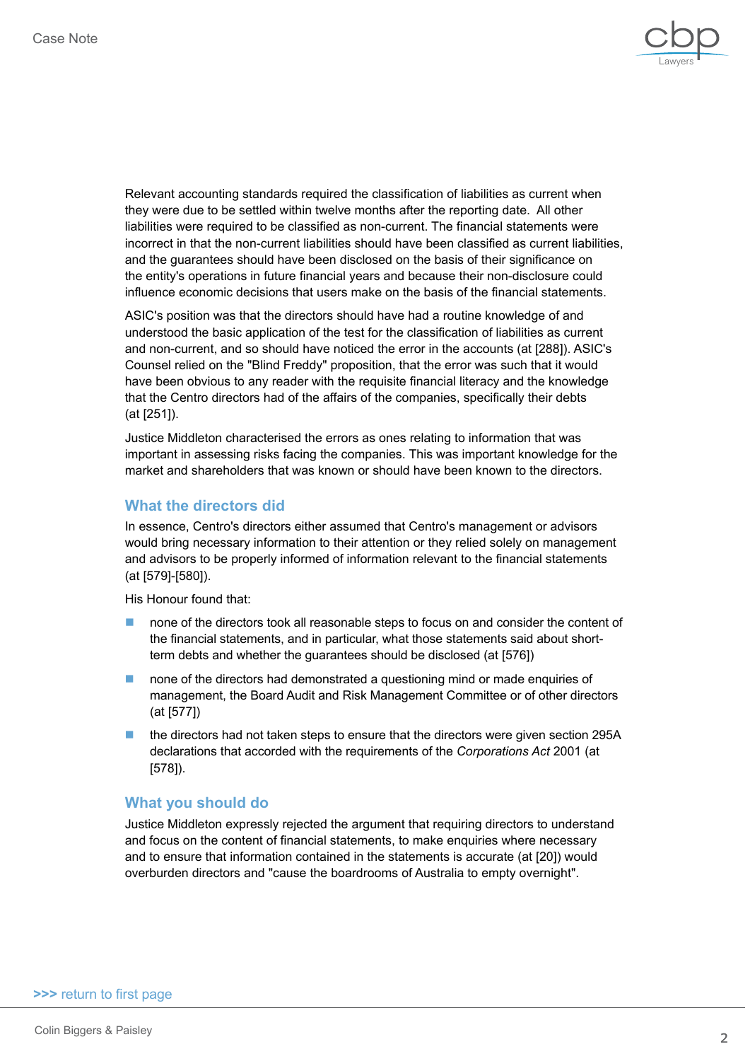Relevant accounting standards required the classification of liabilities as current when they were due to be settled within twelve months after the reporting date. All other liabilities were required to be classified as non-current. The financial statements were incorrect in that the non-current liabilities should have been classified as current liabilities, and the guarantees should have been disclosed on the basis of their significance on the entity's operations in future financial years and because their non-disclosure could influence economic decisions that users make on the basis of the financial statements.

ASIC's position was that the directors should have had a routine knowledge of and understood the basic application of the test for the classification of liabilities as current and non-current, and so should have noticed the error in the accounts (at [288]). ASIC's Counsel relied on the "Blind Freddy" proposition, that the error was such that it would have been obvious to any reader with the requisite financial literacy and the knowledge that the Centro directors had of the affairs of the companies, specifically their debts (at [251]).

Justice Middleton characterised the errors as ones relating to information that was important in assessing risks facing the companies. This was important knowledge for the market and shareholders that was known or should have been known to the directors.

## What the directors did

In essence, Centro's directors either assumed that Centro's management or advisors would bring necessary information to their attention or they relied solely on management and advisors to be properly informed of information relevant to the financial statements (at [579]-[580]).

His Honour found that:

- none of the directors took all reasonable steps to focus on and consider the content of the financial statements, and in particular, what those statements said about short-term debts and whether the guarantees should be disclosed (at [576])
- none of the directors had demonstrated a questioning mind or made enquiries of management, the Board Audit and Risk Management Committee or of other directors (at [577])
- the directors had not taken steps to ensure that the directors were given section 295A declarations that accorded with the requirements of the *Corporations Act* 2001 (at [578]).

## What you should do

Justice Middleton expressly rejected the argument that requiring directors to understand and focus on the content of financial statements, to make enquiries where necessary and to ensure that information contained in the statements is accurate (at [20]) would overburden directors and "cause the boardrooms of Australia to empty overnight".

>>> return to first page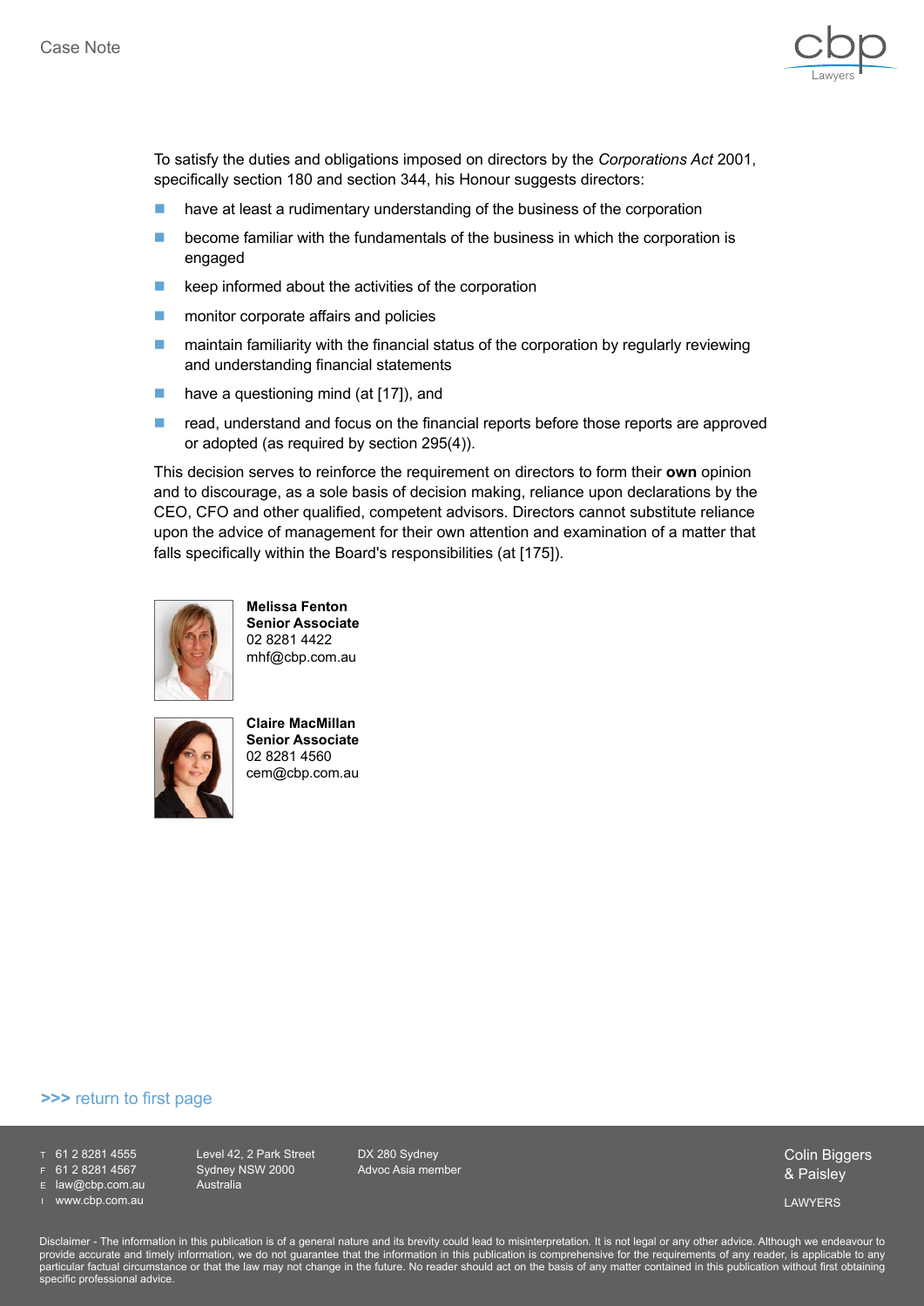To satisfy the duties and obligations imposed on directors by the *Corporations Act* 2001, specifically section 180 and section 344, his Honour suggests directors:

- have at least a rudimentary understanding of the business of the corporation
- become familiar with the fundamentals of the business in which the corporation is engaged
- keep informed about the activities of the corporation
- monitor corporate affairs and policies
- maintain familiarity with the financial status of the corporation by regularly reviewing and understanding financial statements
- have a questioning mind (at [17]), and
- read, understand and focus on the financial reports before those reports are approved or adopted (as required by section 295(4)).

This decision serves to reinforce the requirement on directors to form their **own** opinion and to discourage, as a sole basis of decision making, reliance upon declarations by the CEO, CFO and other qualified, competent advisors. Directors cannot substitute reliance upon the advice of management for their own attention and examination of a matter that falls specifically within the Board's responsibilities (at [175]).

**Melissa Fenton**
**Senior Associate**
02 8281 4422
mhf@cbp.com.au

**Claire MacMillan**
**Senior Associate**
02 8281 4560
cem@cbp.com.au

>>> return to first page

T 61 2 8281 4555
F 61 2 8281 4567
E law@cbp.com.au
I www.cbp.com.au

Level 42, 2 Park Street
Sydney NSW 2000
Australia

DX 280 Sydney
Advoc Asia member

Colin Biggers & Paisley
LAWYERS

Disclaimer - The information in this publication is of a general nature and its brevity could lead to misinterpretation. It is not legal or any other advice. Although we endeavour to provide accurate and timely information, we do not guarantee that the information in this publication is comprehensive for the requirements of any reader, is applicable to any particular factual circumstance or that the law may not change in the future. No reader should act on the basis of any matter contained in this publication without first obtaining specific professional advice.